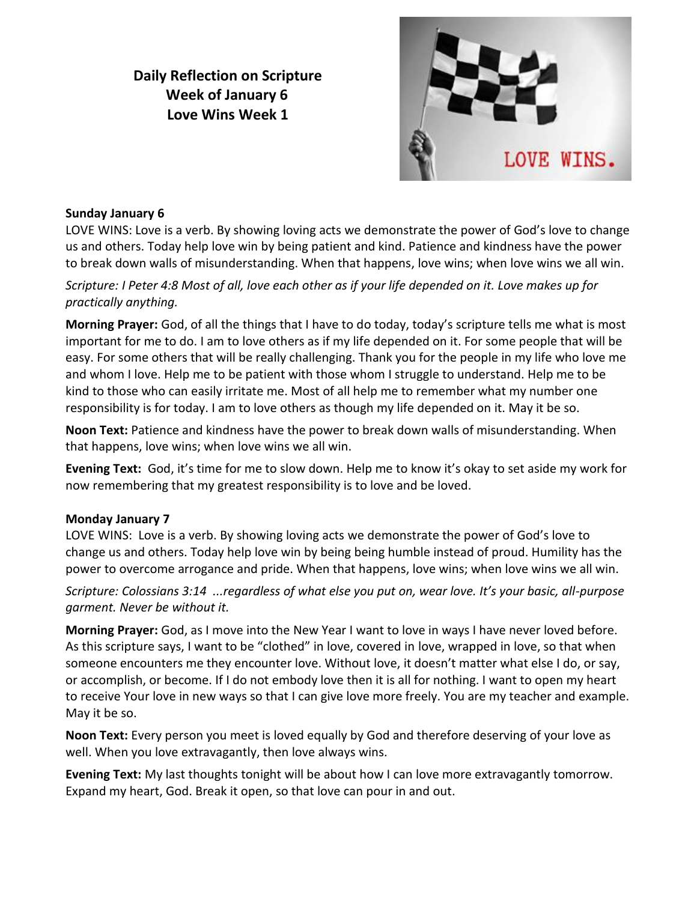**Daily Reflection on Scripture**
**Week of January 6**
**Love Wins Week 1**

**Sunday January 6**

LOVE WINS: Love is a verb. By showing loving acts we demonstrate the power of God's love to change us and others. Today help love win by being patient and kind. Patience and kindness have the power to break down walls of misunderstanding. When that happens, love wins; when love wins we all win.

*Scripture: I Peter 4:8 Most of all, love each other as if your life depended on it. Love makes up for practically anything.*

**Morning Prayer:** God, of all the things that I have to do today, today's scripture tells me what is most important for me to do. I am to love others as if my life depended on it. For some people that will be easy. For some others that will be really challenging. Thank you for the people in my life who love me and whom I love. Help me to be patient with those whom I struggle to understand. Help me to be kind to those who can easily irritate me. Most of all help me to remember what my number one responsibility is for today. I am to love others as though my life depended on it. May it be so.

**Noon Text:** Patience and kindness have the power to break down walls of misunderstanding. When that happens, love wins; when love wins we all win.

**Evening Text:** God, it's time for me to slow down. Help me to know it's okay to set aside my work for now remembering that my greatest responsibility is to love and be loved.

**Monday January 7**

LOVE WINS: Love is a verb. By showing loving acts we demonstrate the power of God's love to change us and others. Today help love win by being being humble instead of proud. Humility has the power to overcome arrogance and pride. When that happens, love wins; when love wins we all win.

*Scripture: Colossians 3:14 ...regardless of what else you put on, wear love. It's your basic, all-purpose garment. Never be without it.*

**Morning Prayer:** God, as I move into the New Year I want to love in ways I have never loved before. As this scripture says, I want to be "clothed" in love, covered in love, wrapped in love, so that when someone encounters me they encounter love. Without love, it doesn't matter what else I do, or say, or accomplish, or become. If I do not embody love then it is all for nothing. I want to open my heart to receive Your love in new ways so that I can give love more freely. You are my teacher and example. May it be so.

**Noon Text:** Every person you meet is loved equally by God and therefore deserving of your love as well. When you love extravagantly, then love always wins.

**Evening Text:** My last thoughts tonight will be about how I can love more extravagantly tomorrow. Expand my heart, God. Break it open, so that love can pour in and out.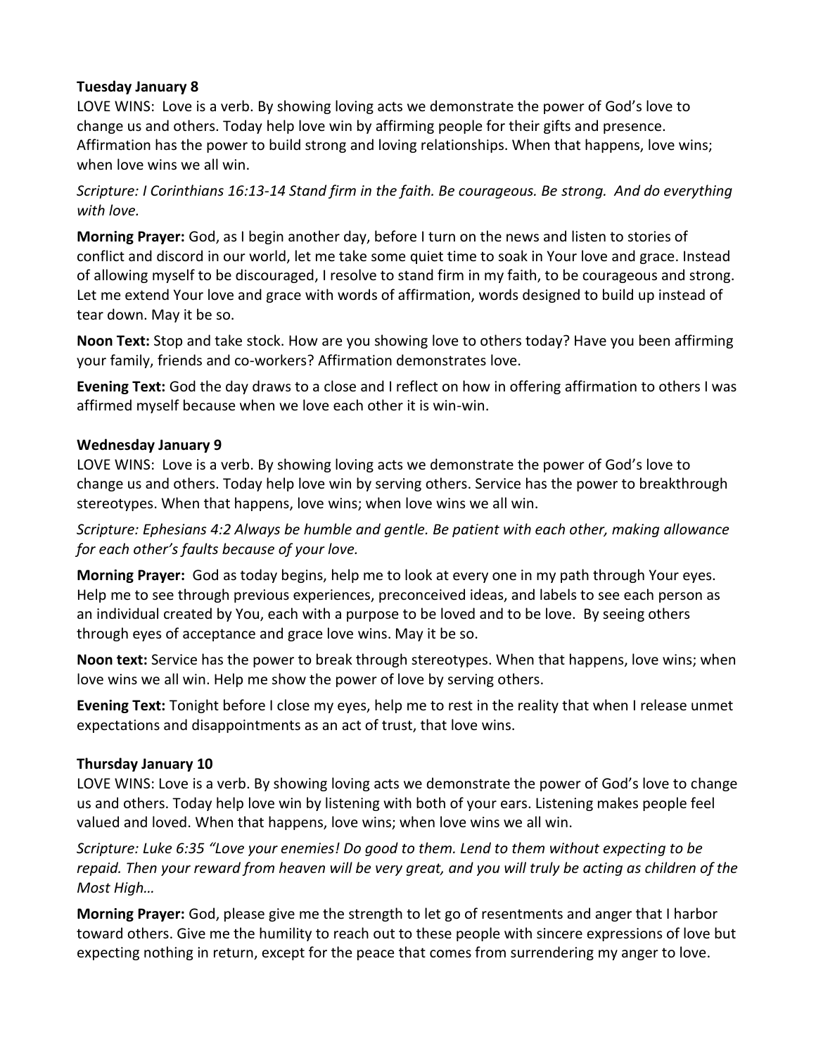**Tuesday January 8**

LOVE WINS: Love is a verb. By showing loving acts we demonstrate the power of God's love to change us and others. Today help love win by affirming people for their gifts and presence. Affirmation has the power to build strong and loving relationships. When that happens, love wins; when love wins we all win.

*Scripture: I Corinthians 16:13-14 Stand firm in the faith. Be courageous. Be strong. And do everything with love.*

**Morning Prayer:** God, as I begin another day, before I turn on the news and listen to stories of conflict and discord in our world, let me take some quiet time to soak in Your love and grace. Instead of allowing myself to be discouraged, I resolve to stand firm in my faith, to be courageous and strong. Let me extend Your love and grace with words of affirmation, words designed to build up instead of tear down. May it be so.

**Noon Text:** Stop and take stock. How are you showing love to others today? Have you been affirming your family, friends and co-workers? Affirmation demonstrates love.

**Evening Text:** God the day draws to a close and I reflect on how in offering affirmation to others I was affirmed myself because when we love each other it is win-win.

**Wednesday January 9**

LOVE WINS: Love is a verb. By showing loving acts we demonstrate the power of God's love to change us and others. Today help love win by serving others. Service has the power to breakthrough stereotypes. When that happens, love wins; when love wins we all win.

*Scripture: Ephesians 4:2 Always be humble and gentle. Be patient with each other, making allowance for each other's faults because of your love.*

**Morning Prayer:** God as today begins, help me to look at every one in my path through Your eyes. Help me to see through previous experiences, preconceived ideas, and labels to see each person as an individual created by You, each with a purpose to be loved and to be love. By seeing others through eyes of acceptance and grace love wins. May it be so.

**Noon text:** Service has the power to break through stereotypes. When that happens, love wins; when love wins we all win. Help me show the power of love by serving others.

**Evening Text:** Tonight before I close my eyes, help me to rest in the reality that when I release unmet expectations and disappointments as an act of trust, that love wins.

**Thursday January 10**

LOVE WINS: Love is a verb. By showing loving acts we demonstrate the power of God's love to change us and others. Today help love win by listening with both of your ears. Listening makes people feel valued and loved. When that happens, love wins; when love wins we all win.

*Scripture: Luke 6:35 "Love your enemies! Do good to them. Lend to them without expecting to be repaid. Then your reward from heaven will be very great, and you will truly be acting as children of the Most High…*

**Morning Prayer:** God, please give me the strength to let go of resentments and anger that I harbor toward others. Give me the humility to reach out to these people with sincere expressions of love but expecting nothing in return, except for the peace that comes from surrendering my anger to love.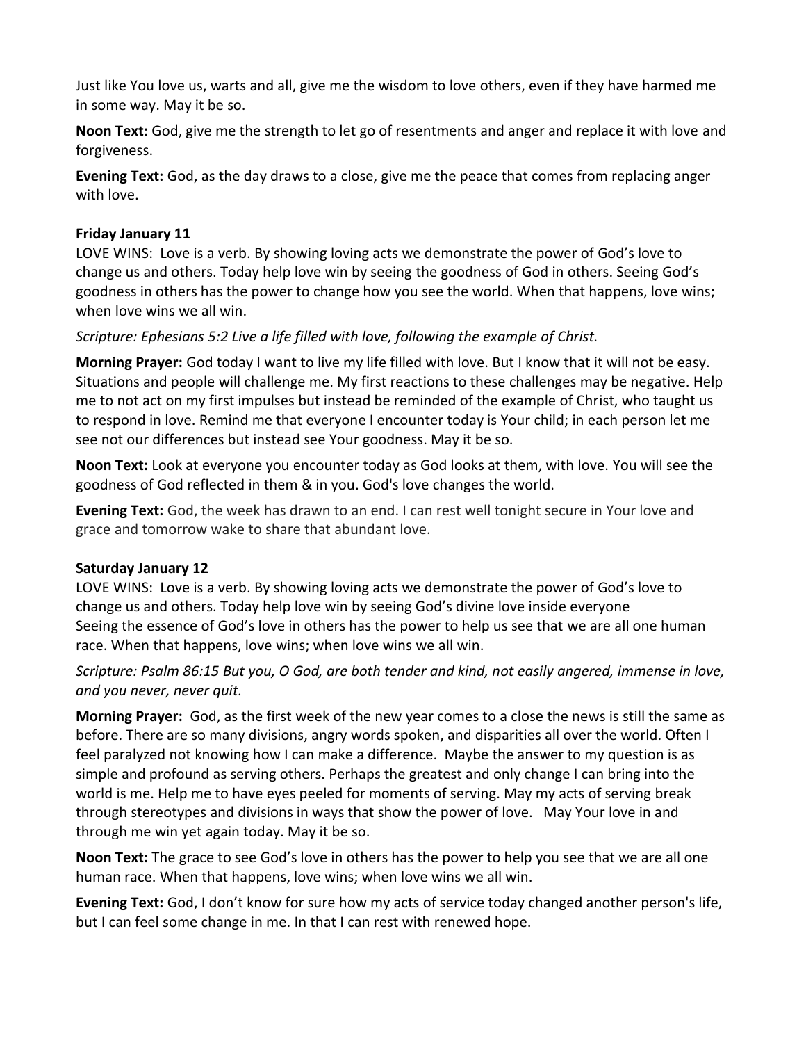Just like You love us, warts and all, give me the wisdom to love others, even if they have harmed me in some way. May it be so.

**Noon Text:** God, give me the strength to let go of resentments and anger and replace it with love and forgiveness.

**Evening Text:** God, as the day draws to a close, give me the peace that comes from replacing anger with love.

**Friday January 11**

LOVE WINS: Love is a verb. By showing loving acts we demonstrate the power of God's love to change us and others. Today help love win by seeing the goodness of God in others. Seeing God's goodness in others has the power to change how you see the world. When that happens, love wins; when love wins we all win.

*Scripture: Ephesians 5:2 Live a life filled with love, following the example of Christ.*

**Morning Prayer:** God today I want to live my life filled with love. But I know that it will not be easy. Situations and people will challenge me. My first reactions to these challenges may be negative. Help me to not act on my first impulses but instead be reminded of the example of Christ, who taught us to respond in love. Remind me that everyone I encounter today is Your child; in each person let me see not our differences but instead see Your goodness. May it be so.

**Noon Text:** Look at everyone you encounter today as God looks at them, with love. You will see the goodness of God reflected in them & in you. God's love changes the world.

**Evening Text:** God, the week has drawn to an end. I can rest well tonight secure in Your love and grace and tomorrow wake to share that abundant love.

**Saturday January 12**

LOVE WINS: Love is a verb. By showing loving acts we demonstrate the power of God's love to change us and others. Today help love win by seeing God's divine love inside everyone Seeing the essence of God's love in others has the power to help us see that we are all one human race. When that happens, love wins; when love wins we all win.

*Scripture: Psalm 86:15 But you, O God, are both tender and kind, not easily angered, immense in love, and you never, never quit.*

**Morning Prayer:** God, as the first week of the new year comes to a close the news is still the same as before. There are so many divisions, angry words spoken, and disparities all over the world. Often I feel paralyzed not knowing how I can make a difference. Maybe the answer to my question is as simple and profound as serving others. Perhaps the greatest and only change I can bring into the world is me. Help me to have eyes peeled for moments of serving. May my acts of serving break through stereotypes and divisions in ways that show the power of love. May Your love in and through me win yet again today. May it be so.

**Noon Text:** The grace to see God's love in others has the power to help you see that we are all one human race. When that happens, love wins; when love wins we all win.

**Evening Text:** God, I don't know for sure how my acts of service today changed another person's life, but I can feel some change in me. In that I can rest with renewed hope.